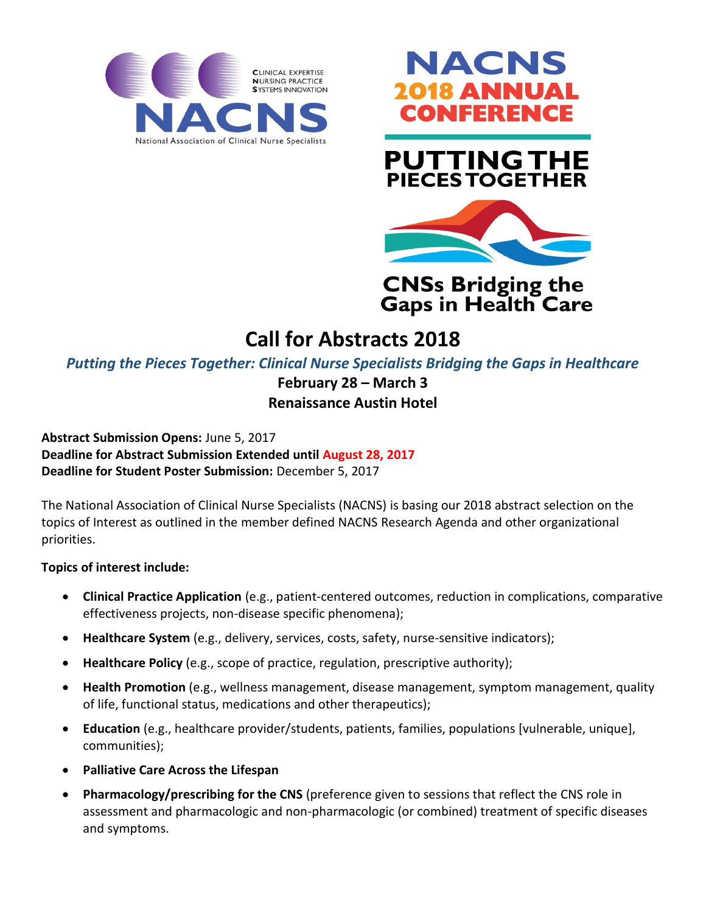CLINICAL EXPERTISE
NURSING PRACTICE
SYSTEMS INNOVATION

NACNS

National Association of Clinical Nurse Specialists

NACNS
2018 ANNUAL CONFERENCE

PUTTING THE PIECES TOGETHER

CNSs Bridging the Gaps in Health Care

# Call for Abstracts 2018

***Putting the Pieces Together: Clinical Nurse Specialists Bridging the Gaps in Healthcare***

**February 28 – March 3**

**Renaissance Austin Hotel**

**Abstract Submission Opens:** June 5, 2017
**Deadline for Abstract Submission Extended until** **August 28, 2017**
**Deadline for Student Poster Submission:** December 5, 2017

The National Association of Clinical Nurse Specialists (NACNS) is basing our 2018 abstract selection on the topics of Interest as outlined in the member defined NACNS Research Agenda and other organizational priorities.

**Topics of interest include:**

- **Clinical Practice Application** (e.g., patient-centered outcomes, reduction in complications, comparative effectiveness projects, non-disease specific phenomena);
- **Healthcare System** (e.g., delivery, services, costs, safety, nurse-sensitive indicators);
- **Healthcare Policy** (e.g., scope of practice, regulation, prescriptive authority);
- **Health Promotion** (e.g., wellness management, disease management, symptom management, quality of life, functional status, medications and other therapeutics);
- **Education** (e.g., healthcare provider/students, patients, families, populations [vulnerable, unique], communities);
- **Palliative Care Across the Lifespan**
- **Pharmacology/prescribing for the CNS** (preference given to sessions that reflect the CNS role in assessment and pharmacologic and non-pharmacologic (or combined) treatment of specific diseases and symptoms.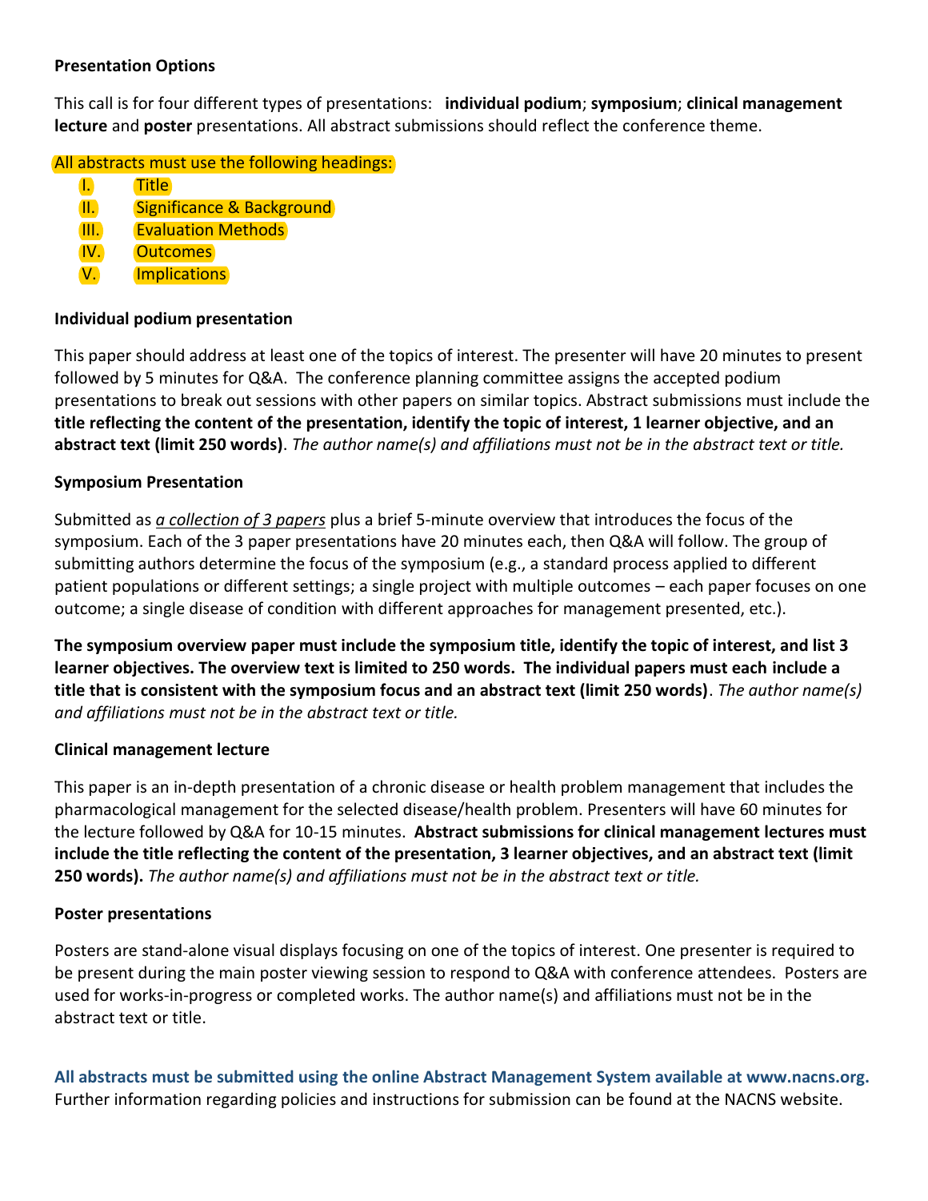**Presentation Options**

This call is for four different types of presentations: **individual podium**; **symposium**; **clinical management lecture** and **poster** presentations. All abstract submissions should reflect the conference theme.

All abstracts must use the following headings:

I. Title
II. Significance & Background
III. Evaluation Methods
IV. Outcomes
V. Implications

**Individual podium presentation**

This paper should address at least one of the topics of interest. The presenter will have 20 minutes to present followed by 5 minutes for Q&A. The conference planning committee assigns the accepted podium presentations to break out sessions with other papers on similar topics. Abstract submissions must include the **title reflecting the content of the presentation, identify the topic of interest, 1 learner objective, and an abstract text (limit 250 words)**. *The author name(s) and affiliations must not be in the abstract text or title.*

**Symposium Presentation**

Submitted as *a collection of 3 papers* plus a brief 5-minute overview that introduces the focus of the symposium. Each of the 3 paper presentations have 20 minutes each, then Q&A will follow. The group of submitting authors determine the focus of the symposium (e.g., a standard process applied to different patient populations or different settings; a single project with multiple outcomes – each paper focuses on one outcome; a single disease of condition with different approaches for management presented, etc.).

**The symposium overview paper must include the symposium title, identify the topic of interest, and list 3 learner objectives. The overview text is limited to 250 words. The individual papers must each include a title that is consistent with the symposium focus and an abstract text (limit 250 words)**. *The author name(s) and affiliations must not be in the abstract text or title.*

**Clinical management lecture**

This paper is an in-depth presentation of a chronic disease or health problem management that includes the pharmacological management for the selected disease/health problem. Presenters will have 60 minutes for the lecture followed by Q&A for 10-15 minutes. **Abstract submissions for clinical management lectures must include the title reflecting the content of the presentation, 3 learner objectives, and an abstract text (limit 250 words).** *The author name(s) and affiliations must not be in the abstract text or title.*

**Poster presentations**

Posters are stand-alone visual displays focusing on one of the topics of interest. One presenter is required to be present during the main poster viewing session to respond to Q&A with conference attendees. Posters are used for works-in-progress or completed works. The author name(s) and affiliations must not be in the abstract text or title.

**All abstracts must be submitted using the online Abstract Management System available at www.nacns.org.** Further information regarding policies and instructions for submission can be found at the NACNS website.